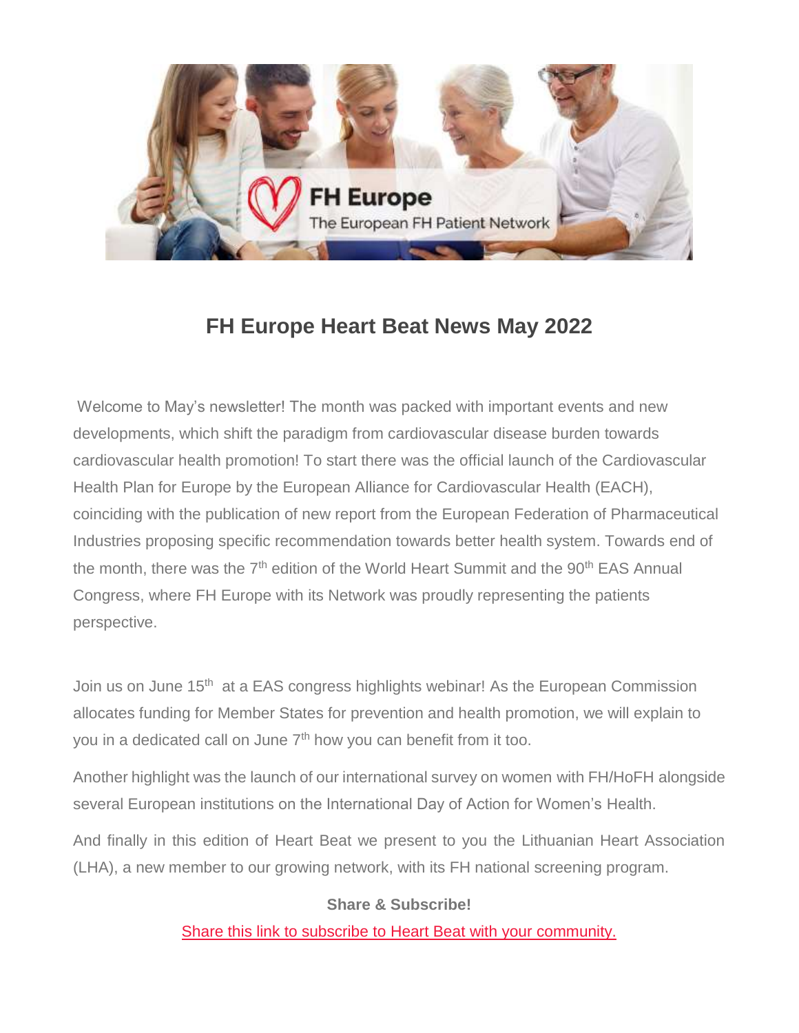# FH Europe Heart Beat News May 2022

Welcome to May's newsletter! The month was packed with important events and new developments, which shift the paradigm from cardiovascular disease burden towards cardiovascular health promotion! To start there was the official launch of the Cardiovascular Health Plan for Europe by the European Alliance for Cardiovascular Health (EACH), coinciding with the publication of new report from the European Federation of Pharmaceutical Industries proposing specific recommendation towards better health system. Towards end of the month, there was the 7th edition of the World Heart Summit and the 90th EAS Annual Congress, where FH Europe with its Network was proudly representing the patients perspective.

Join us on June 15th at a EAS congress highlights webinar! As the European Commission allocates funding for Member States for prevention and health promotion, we will explain to you in a dedicated call on June 7th how you can benefit from it too.

Another highlight was the launch of our international survey on women with FH/HoFH alongside several European institutions on the International Day of Action for Women's Health.

And finally in this edition of Heart Beat we present to you the Lithuanian Heart Association (LHA), a new member to our growing network, with its FH national screening program.

**Share & Subscribe!**

Share this link to subscribe to Heart Beat with your community.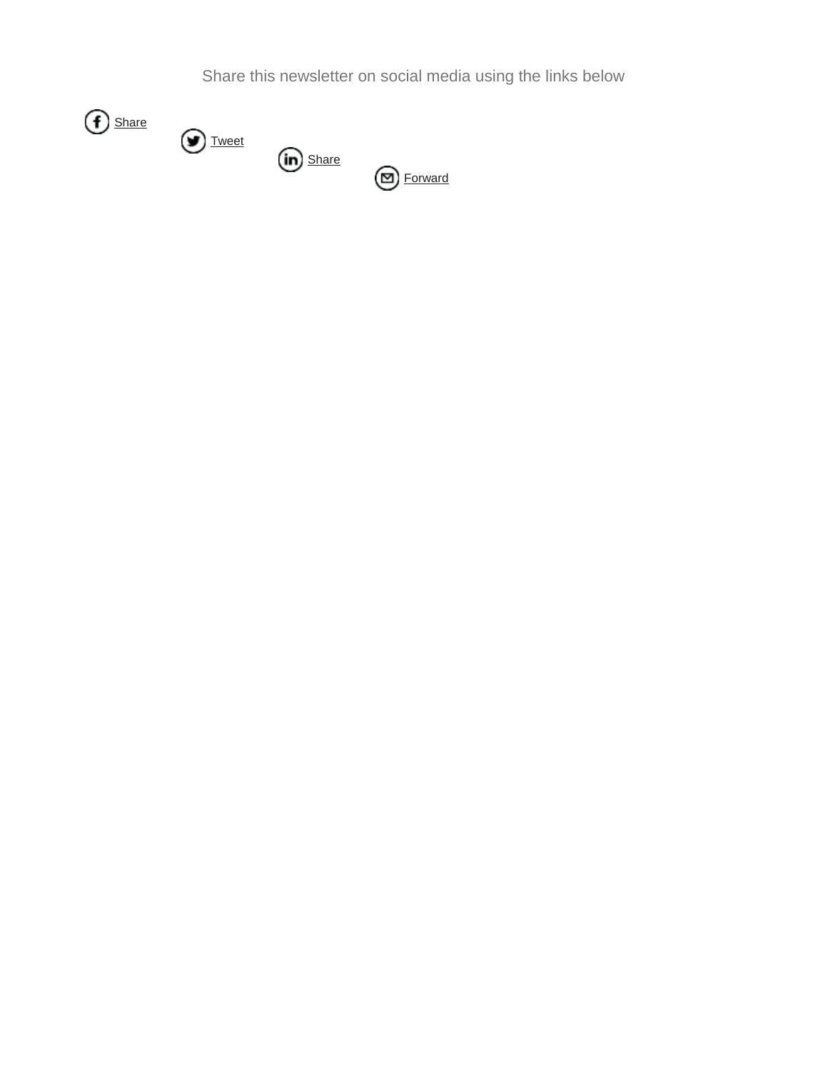Share this newsletter on social media using the links below

Share

Tweet

Share

Forward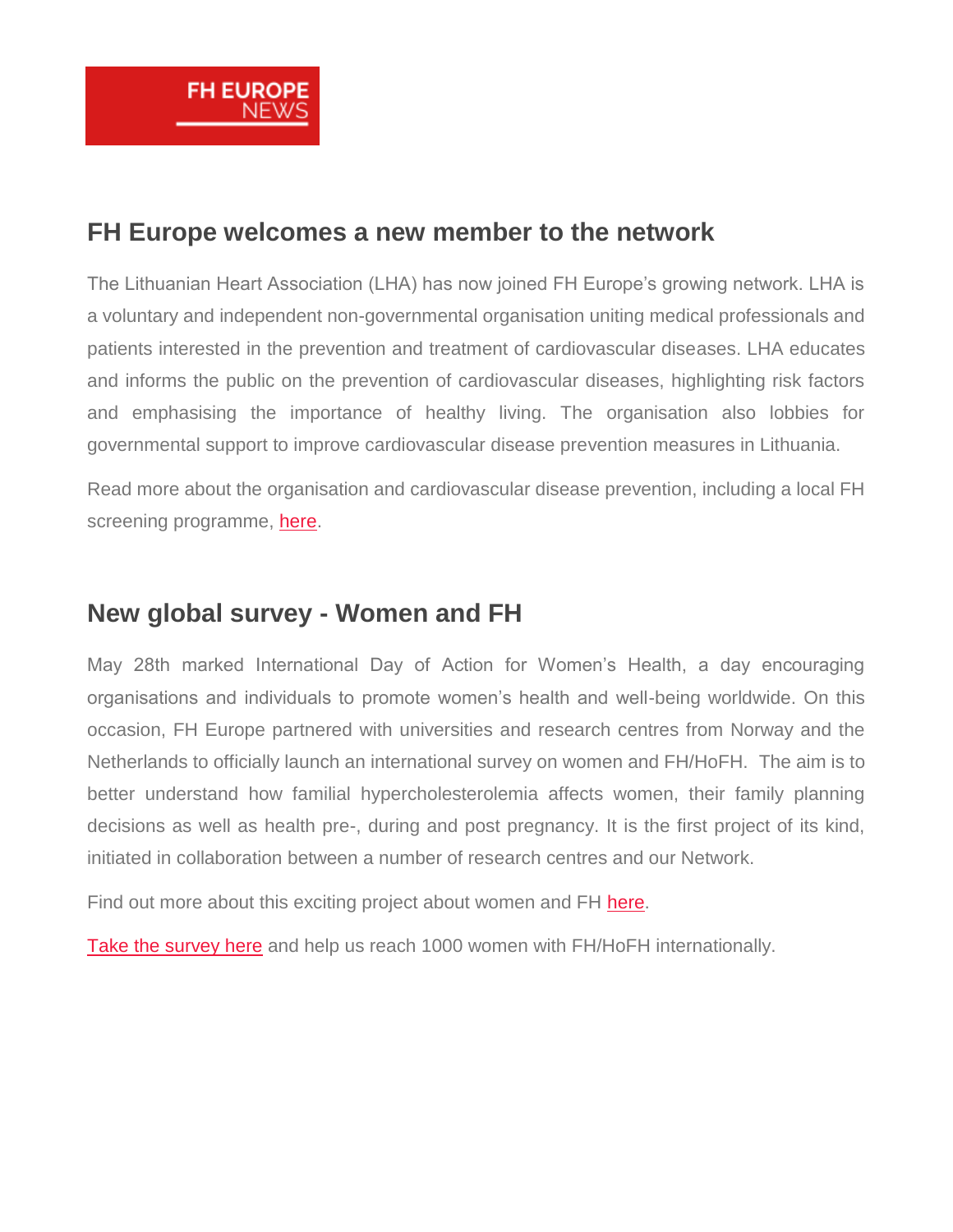FH EUROPE NEWS

## FH Europe welcomes a new member to the network

The Lithuanian Heart Association (LHA) has now joined FH Europe's growing network. LHA is a voluntary and independent non-governmental organisation uniting medical professionals and patients interested in the prevention and treatment of cardiovascular diseases. LHA educates and informs the public on the prevention of cardiovascular diseases, highlighting risk factors and emphasising the importance of healthy living. The organisation also lobbies for governmental support to improve cardiovascular disease prevention measures in Lithuania.

Read more about the organisation and cardiovascular disease prevention, including a local FH screening programme, here.

## New global survey - Women and FH

May 28th marked International Day of Action for Women's Health, a day encouraging organisations and individuals to promote women's health and well-being worldwide. On this occasion, FH Europe partnered with universities and research centres from Norway and the Netherlands to officially launch an international survey on women and FH/HoFH. The aim is to better understand how familial hypercholesterolemia affects women, their family planning decisions as well as health pre-, during and post pregnancy. It is the first project of its kind, initiated in collaboration between a number of research centres and our Network.

Find out more about this exciting project about women and FH here.

Take the survey here and help us reach 1000 women with FH/HoFH internationally.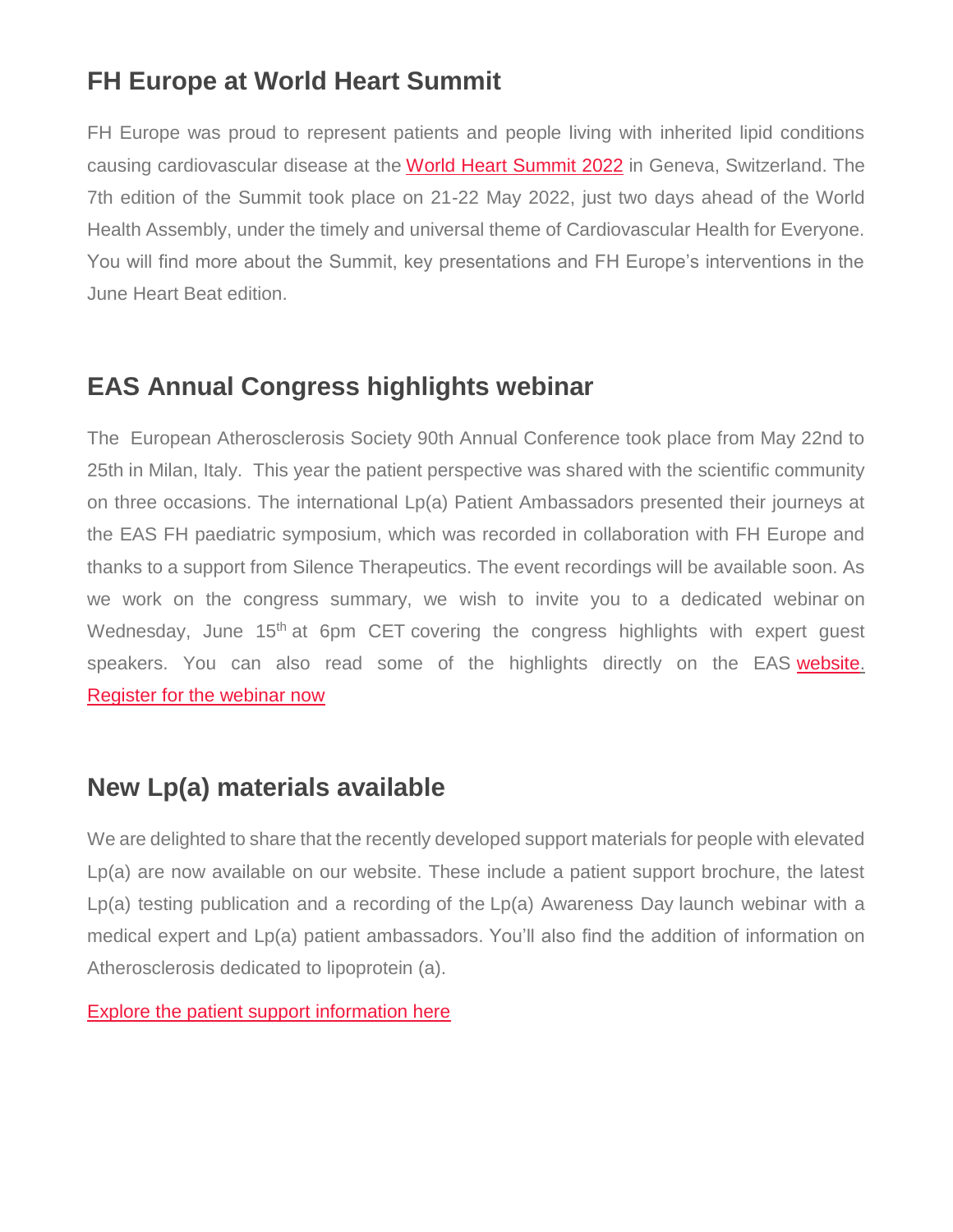## FH Europe at World Heart Summit

FH Europe was proud to represent patients and people living with inherited lipid conditions causing cardiovascular disease at the World Heart Summit 2022 in Geneva, Switzerland. The 7th edition of the Summit took place on 21-22 May 2022, just two days ahead of the World Health Assembly, under the timely and universal theme of Cardiovascular Health for Everyone. You will find more about the Summit, key presentations and FH Europe's interventions in the June Heart Beat edition.

## EAS Annual Congress highlights webinar

The European Atherosclerosis Society 90th Annual Conference took place from May 22nd to 25th in Milan, Italy. This year the patient perspective was shared with the scientific community on three occasions. The international Lp(a) Patient Ambassadors presented their journeys at the EAS FH paediatric symposium, which was recorded in collaboration with FH Europe and thanks to a support from Silence Therapeutics. The event recordings will be available soon. As we work on the congress summary, we wish to invite you to a dedicated webinar on Wednesday, June 15th at 6pm CET covering the congress highlights with expert guest speakers. You can also read some of the highlights directly on the EAS website. Register for the webinar now

## New Lp(a) materials available

We are delighted to share that the recently developed support materials for people with elevated Lp(a) are now available on our website. These include a patient support brochure, the latest Lp(a) testing publication and a recording of the Lp(a) Awareness Day launch webinar with a medical expert and Lp(a) patient ambassadors. You'll also find the addition of information on Atherosclerosis dedicated to lipoprotein (a).

Explore the patient support information here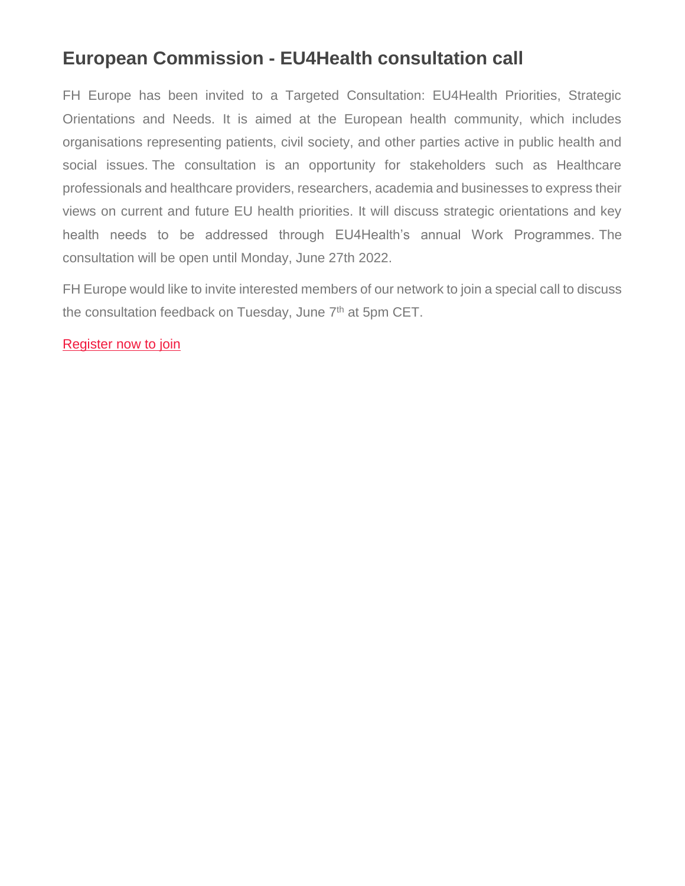## European Commission - EU4Health consultation call

FH Europe has been invited to a Targeted Consultation: EU4Health Priorities, Strategic Orientations and Needs. It is aimed at the European health community, which includes organisations representing patients, civil society, and other parties active in public health and social issues. The consultation is an opportunity for stakeholders such as Healthcare professionals and healthcare providers, researchers, academia and businesses to express their views on current and future EU health priorities. It will discuss strategic orientations and key health needs to be addressed through EU4Health's annual Work Programmes. The consultation will be open until Monday, June 27th 2022.

FH Europe would like to invite interested members of our network to join a special call to discuss the consultation feedback on Tuesday, June 7th at 5pm CET.

Register now to join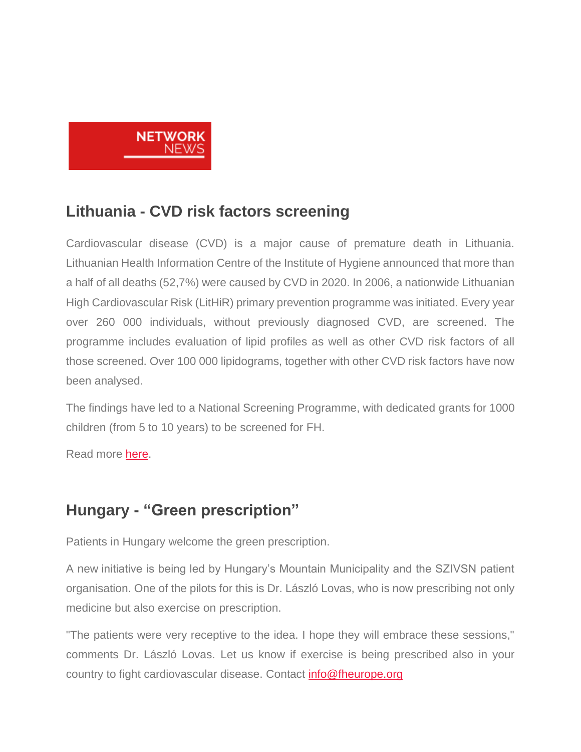NETWORK NEWS

## Lithuania - CVD risk factors screening

Cardiovascular disease (CVD) is a major cause of premature death in Lithuania. Lithuanian Health Information Centre of the Institute of Hygiene announced that more than a half of all deaths (52,7%) were caused by CVD in 2020. In 2006, a nationwide Lithuanian High Cardiovascular Risk (LitHiR) primary prevention programme was initiated. Every year over 260 000 individuals, without previously diagnosed CVD, are screened. The programme includes evaluation of lipid profiles as well as other CVD risk factors of all those screened. Over 100 000 lipidograms, together with other CVD risk factors have now been analysed.

The findings have led to a National Screening Programme, with dedicated grants for 1000 children (from 5 to 10 years) to be screened for FH.

Read more here.

## Hungary - “Green prescription”

Patients in Hungary welcome the green prescription.

A new initiative is being led by Hungary’s Mountain Municipality and the SZIVSN patient organisation. One of the pilots for this is Dr. László Lovas, who is now prescribing not only medicine but also exercise on prescription.

"The patients were very receptive to the idea. I hope they will embrace these sessions," comments Dr. László Lovas. Let us know if exercise is being prescribed also in your country to fight cardiovascular disease. Contact info@fheurope.org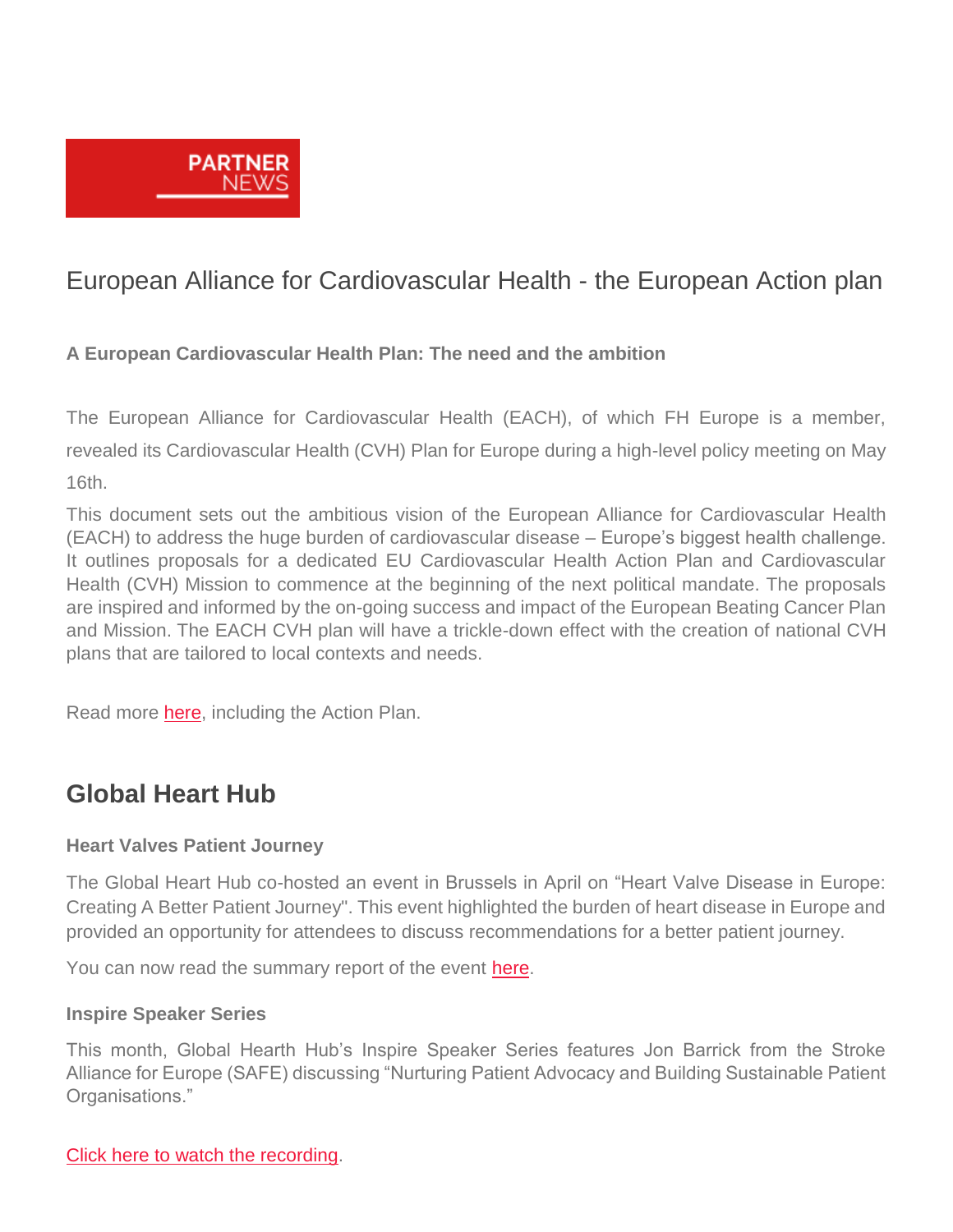PARTNER NEWS

## European Alliance for Cardiovascular Health - the European Action plan

**A European Cardiovascular Health Plan: The need and the ambition**

The European Alliance for Cardiovascular Health (EACH), of which FH Europe is a member, revealed its Cardiovascular Health (CVH) Plan for Europe during a high-level policy meeting on May 16th.

This document sets out the ambitious vision of the European Alliance for Cardiovascular Health (EACH) to address the huge burden of cardiovascular disease – Europe's biggest health challenge. It outlines proposals for a dedicated EU Cardiovascular Health Action Plan and Cardiovascular Health (CVH) Mission to commence at the beginning of the next political mandate. The proposals are inspired and informed by the on-going success and impact of the European Beating Cancer Plan and Mission. The EACH CVH plan will have a trickle-down effect with the creation of national CVH plans that are tailored to local contexts and needs.

Read more here, including the Action Plan.

## Global Heart Hub

**Heart Valves Patient Journey**

The Global Heart Hub co-hosted an event in Brussels in April on "Heart Valve Disease in Europe: Creating A Better Patient Journey". This event highlighted the burden of heart disease in Europe and provided an opportunity for attendees to discuss recommendations for a better patient journey.

You can now read the summary report of the event here.

**Inspire Speaker Series**

This month, Global Hearth Hub's Inspire Speaker Series features Jon Barrick from the Stroke Alliance for Europe (SAFE) discussing "Nurturing Patient Advocacy and Building Sustainable Patient Organisations."

Click here to watch the recording.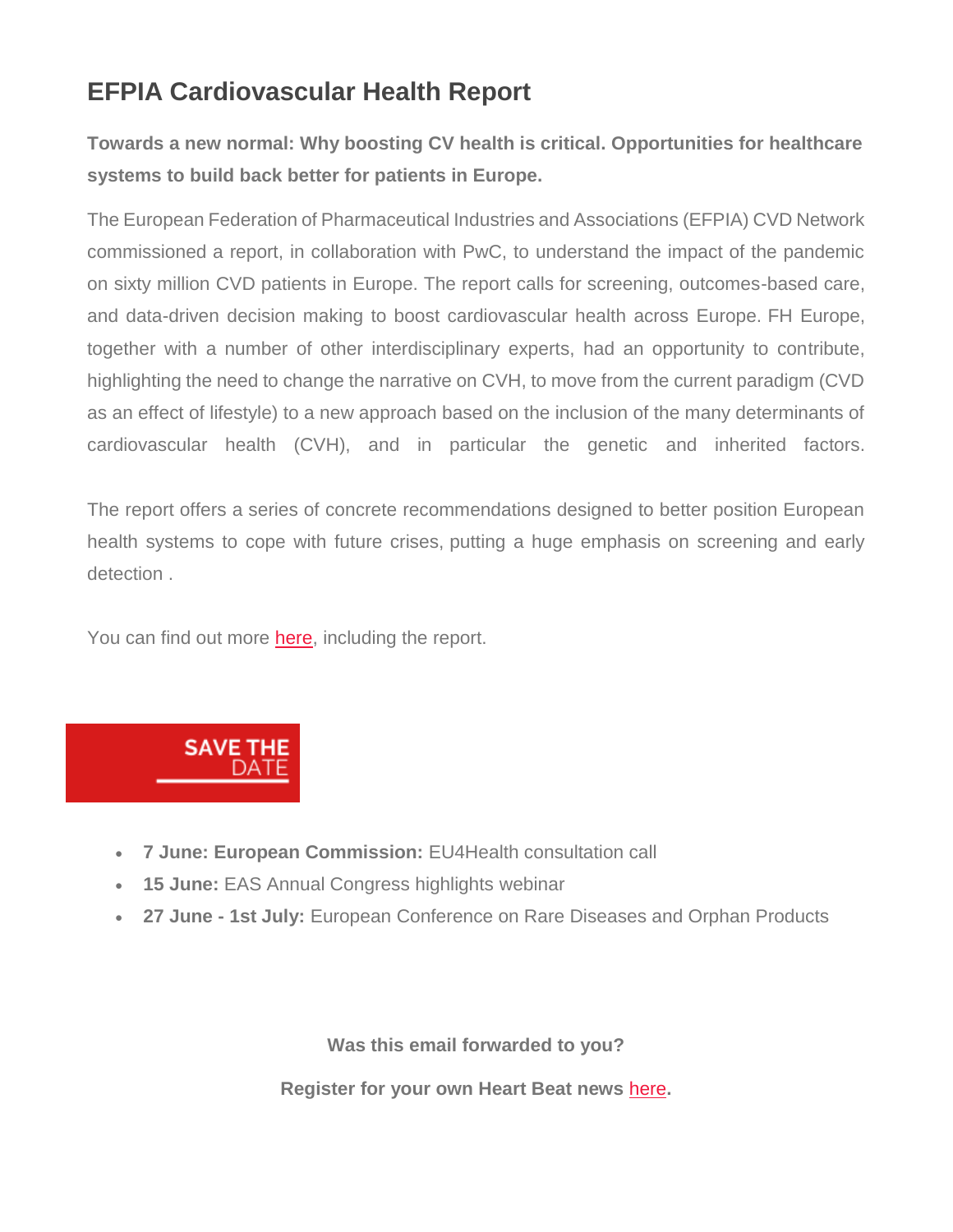# EFPIA Cardiovascular Health Report

**Towards a new normal: Why boosting CV health is critical. Opportunities for healthcare systems to build back better for patients in Europe.**

The European Federation of Pharmaceutical Industries and Associations (EFPIA) CVD Network commissioned a report, in collaboration with PwC, to understand the impact of the pandemic on sixty million CVD patients in Europe. The report calls for screening, outcomes-based care, and data-driven decision making to boost cardiovascular health across Europe. FH Europe, together with a number of other interdisciplinary experts, had an opportunity to contribute, highlighting the need to change the narrative on CVH, to move from the current paradigm (CVD as an effect of lifestyle) to a new approach based on the inclusion of the many determinants of cardiovascular health (CVH), and in particular the genetic and inherited factors.

The report offers a series of concrete recommendations designed to better position European health systems to cope with future crises, putting a huge emphasis on screening and early detection .

You can find out more here, including the report.

**SAVE THE DATE**

- **7 June: European Commission:** EU4Health consultation call
- **15 June:** EAS Annual Congress highlights webinar
- **27 June - 1st July:** European Conference on Rare Diseases and Orphan Products

**Was this email forwarded to you?**

**Register for your own Heart Beat news here.**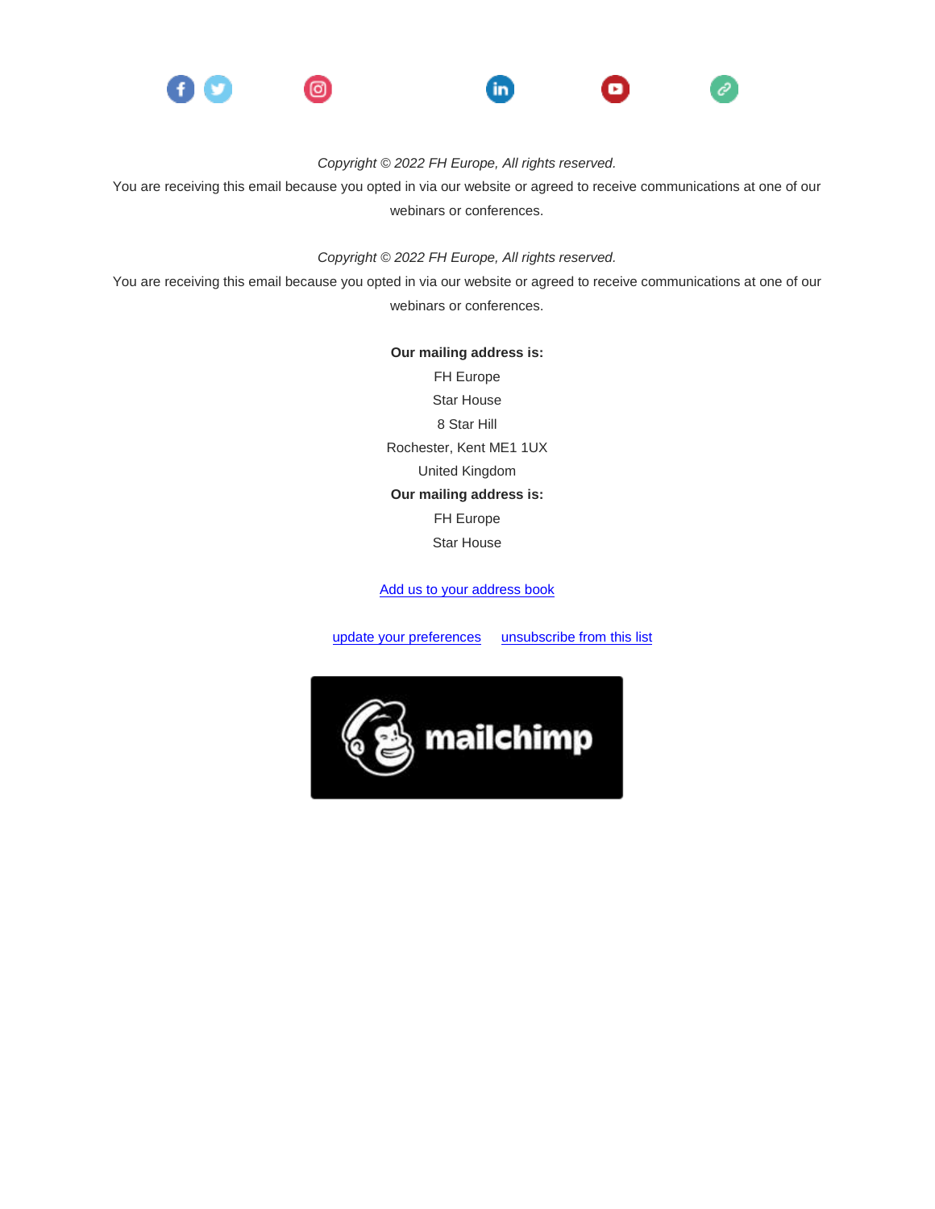*Copyright © 2022 FH Europe, All rights reserved.*
You are receiving this email because you opted in via our website or agreed to receive communications at one of our webinars or conferences.

*Copyright © 2022 FH Europe, All rights reserved.*
You are receiving this email because you opted in via our website or agreed to receive communications at one of our webinars or conferences.

**Our mailing address is:**
FH Europe
Star House
8 Star Hill
Rochester, Kent ME1 1UX
United Kingdom
**Our mailing address is:**
FH Europe
Star House

Add us to your address book

update your preferences    unsubscribe from this list

mailchimp